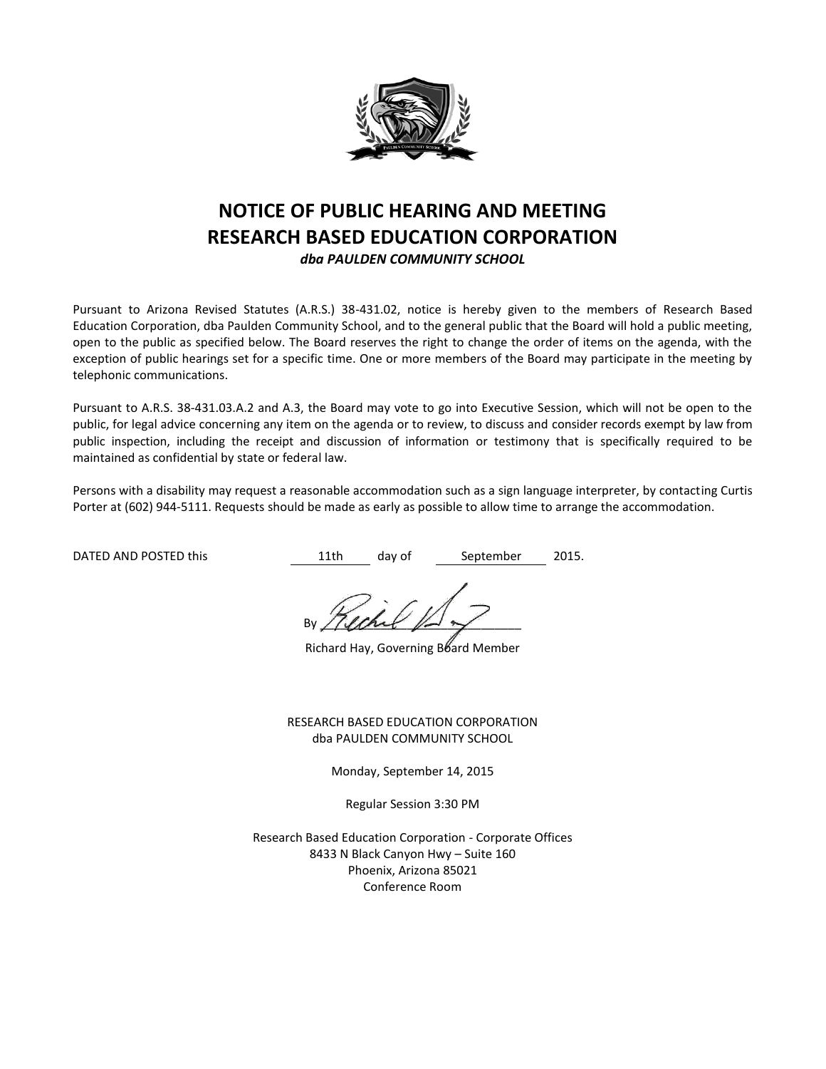# NOTICE OF PUBLIC HEARING AND MEETING
# RESEARCH BASED EDUCATION CORPORATION

***dba PAULDEN COMMUNITY SCHOOL***

Pursuant to Arizona Revised Statutes (A.R.S.) 38-431.02, notice is hereby given to the members of Research Based Education Corporation, dba Paulden Community School, and to the general public that the Board will hold a public meeting, open to the public as specified below. The Board reserves the right to change the order of items on the agenda, with the exception of public hearings set for a specific time. One or more members of the Board may participate in the meeting by telephonic communications.

Pursuant to A.R.S. 38-431.03.A.2 and A.3, the Board may vote to go into Executive Session, which will not be open to the public, for legal advice concerning any item on the agenda or to review, to discuss and consider records exempt by law from public inspection, including the receipt and discussion of information or testimony that is specifically required to be maintained as confidential by state or federal law.

Persons with a disability may request a reasonable accommodation such as a sign language interpreter, by contacting Curtis Porter at (602) 944-5111. Requests should be made as early as possible to allow time to arrange the accommodation.

DATED AND POSTED this 11th day of September 2015.

By ____________________

Richard Hay, Governing Board Member

RESEARCH BASED EDUCATION CORPORATION
dba PAULDEN COMMUNITY SCHOOL

Monday, September 14, 2015

Regular Session 3:30 PM

Research Based Education Corporation - Corporate Offices
8433 N Black Canyon Hwy – Suite 160
Phoenix, Arizona 85021
Conference Room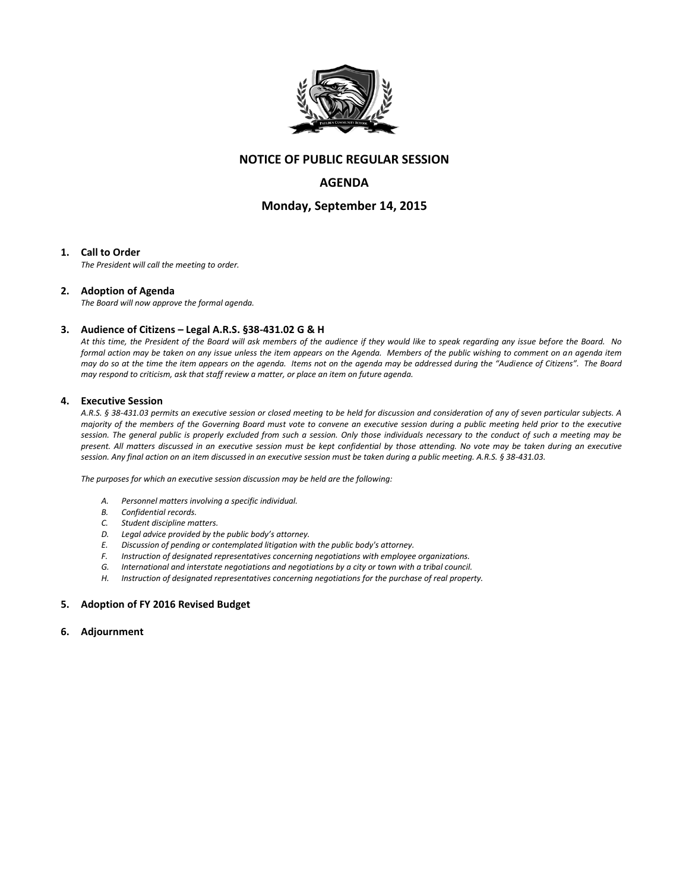## NOTICE OF PUBLIC REGULAR SESSION

## AGENDA

## Monday, September 14, 2015

### 1. Call to Order

*The President will call the meeting to order.*

### 2. Adoption of Agenda

*The Board will now approve the formal agenda.*

### 3. Audience of Citizens – Legal A.R.S. §38-431.02 G & H

*At this time, the President of the Board will ask members of the audience if they would like to speak regarding any issue before the Board. No formal action may be taken on any issue unless the item appears on the Agenda. Members of the public wishing to comment on an agenda item may do so at the time the item appears on the agenda. Items not on the agenda may be addressed during the "Audience of Citizens". The Board may respond to criticism, ask that staff review a matter, or place an item on future agenda.*

### 4. Executive Session

*A.R.S. § 38-431.03 permits an executive session or closed meeting to be held for discussion and consideration of any of seven particular subjects. A majority of the members of the Governing Board must vote to convene an executive session during a public meeting held prior to the executive session. The general public is properly excluded from such a session. Only those individuals necessary to the conduct of such a meeting may be present. All matters discussed in an executive session must be kept confidential by those attending. No vote may be taken during an executive session. Any final action on an item discussed in an executive session must be taken during a public meeting. A.R.S. § 38-431.03.*

*The purposes for which an executive session discussion may be held are the following:*

- *A. Personnel matters involving a specific individual.*
- *B. Confidential records.*
- *C. Student discipline matters.*
- *D. Legal advice provided by the public body's attorney.*
- *E. Discussion of pending or contemplated litigation with the public body's attorney.*
- *F. Instruction of designated representatives concerning negotiations with employee organizations.*
- *G. International and interstate negotiations and negotiations by a city or town with a tribal council.*
- *H. Instruction of designated representatives concerning negotiations for the purchase of real property.*

### 5. Adoption of FY 2016 Revised Budget

### 6. Adjournment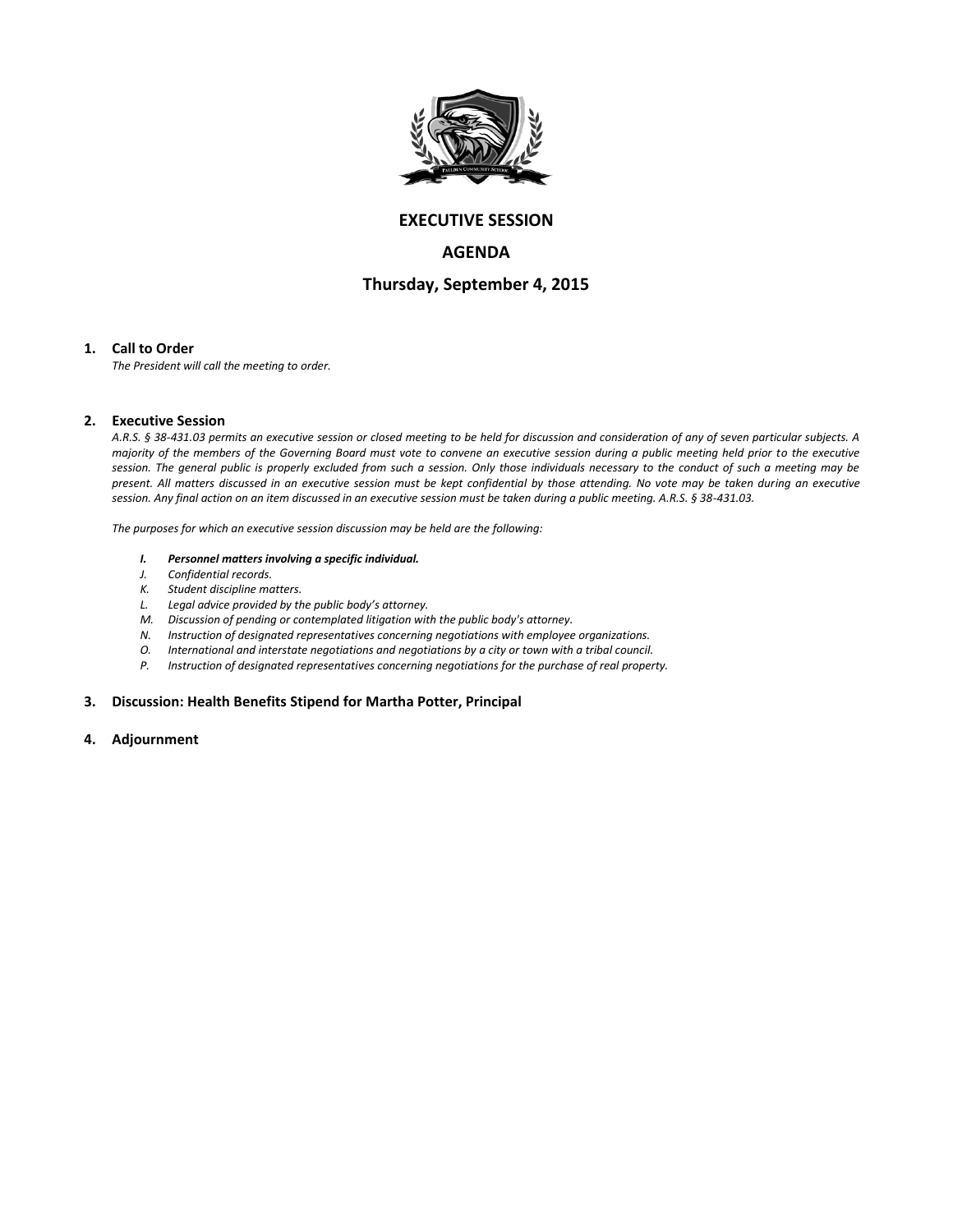# EXECUTIVE SESSION

# AGENDA

# Thursday, September 4, 2015

1. **Call to Order**

   *The President will call the meeting to order.*

2. **Executive Session**

   *A.R.S. § 38-431.03 permits an executive session or closed meeting to be held for discussion and consideration of any of seven particular subjects. A majority of the members of the Governing Board must vote to convene an executive session during a public meeting held prior to the executive session. The general public is properly excluded from such a session. Only those individuals necessary to the conduct of such a meeting may be present. All matters discussed in an executive session must be kept confidential by those attending. No vote may be taken during an executive session. Any final action on an item discussed in an executive session must be taken during a public meeting. A.R.S. § 38-431.03.*

   *The purposes for which an executive session discussion may be held are the following:*

   - ***I. Personnel matters involving a specific individual.***
   - *J. Confidential records.*
   - *K. Student discipline matters.*
   - *L. Legal advice provided by the public body's attorney.*
   - *M. Discussion of pending or contemplated litigation with the public body's attorney.*
   - *N. Instruction of designated representatives concerning negotiations with employee organizations.*
   - *O. International and interstate negotiations and negotiations by a city or town with a tribal council.*
   - *P. Instruction of designated representatives concerning negotiations for the purchase of real property.*

3. **Discussion: Health Benefits Stipend for Martha Potter, Principal**

4. **Adjournment**